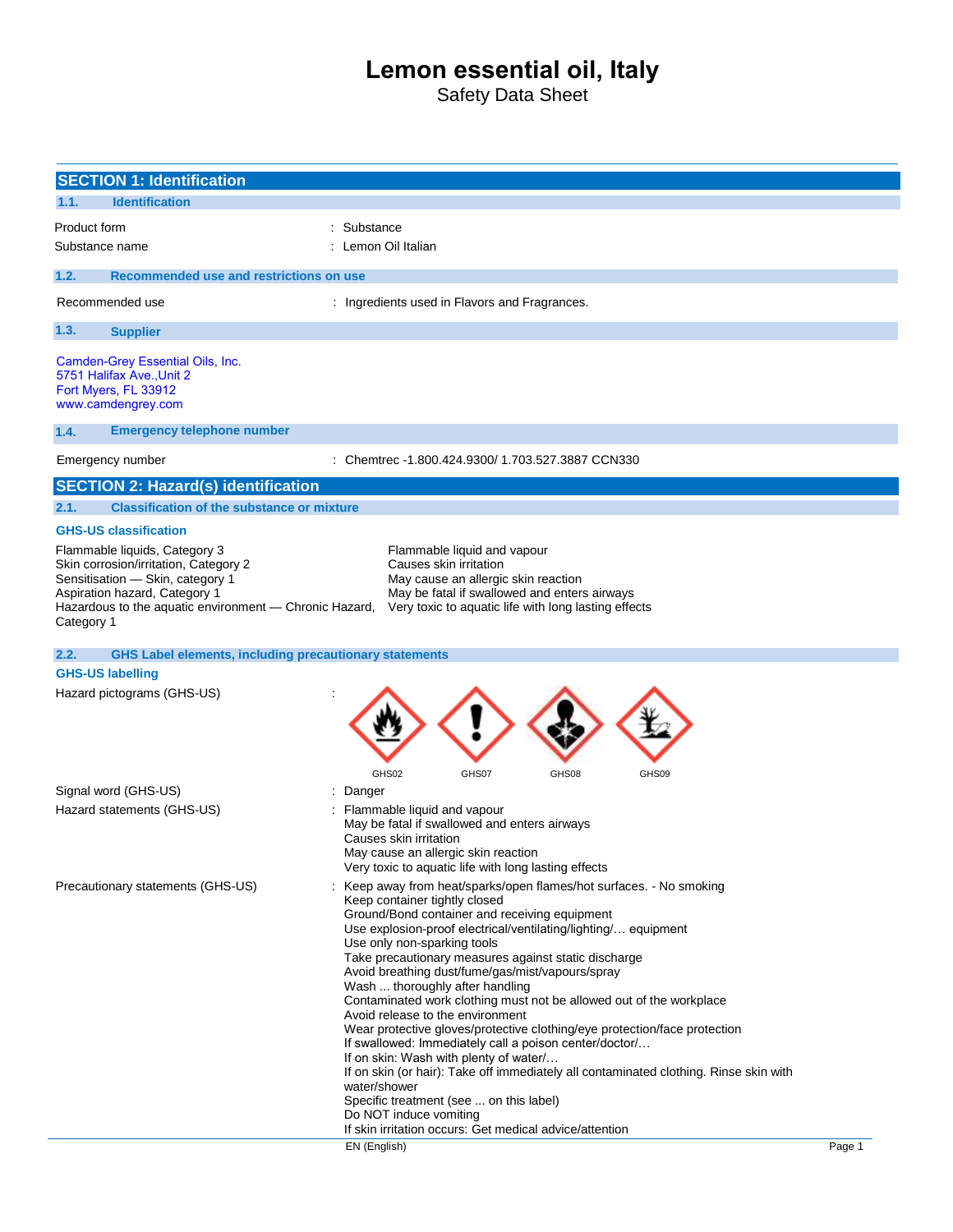# Lemon essential oil, Italy

Safety Data Sheet

## SECTION 1: Identification

### 1.1. Identification

| | |
|---|---|
| Product form | : Substance |
| Substance name | : Lemon Oil Italian |

### 1.2. Recommended use and restrictions on use

| | |
|---|---|
| Recommended use | : Ingredients used in Flavors and Fragrances. |

### 1.3. Supplier

Camden-Grey Essential Oils, Inc.
5751 Halifax Ave.,Unit 2
Fort Myers, FL 33912
www.camdengrey.com

### 1.4. Emergency telephone number

| | |
|---|---|
| Emergency number | : Chemtrec -1.800.424.9300/ 1.703.527.3887 CCN330 |

## SECTION 2: Hazard(s) identification

### 2.1. Classification of the substance or mixture

**GHS-US classification**

| | |
|---|---|
| Flammable liquids, Category 3 | Flammable liquid and vapour |
| Skin corrosion/irritation, Category 2 | Causes skin irritation |
| Sensitisation — Skin, category 1 | May cause an allergic skin reaction |
| Aspiration hazard, Category 1 | May be fatal if swallowed and enters airways |
| Hazardous to the aquatic environment — Chronic Hazard, Category 1 | Very toxic to aquatic life with long lasting effects |

### 2.2. GHS Label elements, including precautionary statements

**GHS-US labelling**

Hazard pictograms (GHS-US) :

GHS02 GHS07 GHS08 GHS09

Signal word (GHS-US) : Danger

Hazard statements (GHS-US) :
- Flammable liquid and vapour
- May be fatal if swallowed and enters airways
- Causes skin irritation
- May cause an allergic skin reaction
- Very toxic to aquatic life with long lasting effects

Precautionary statements (GHS-US) :
- Keep away from heat/sparks/open flames/hot surfaces. - No smoking
- Keep container tightly closed
- Ground/Bond container and receiving equipment
- Use explosion-proof electrical/ventilating/lighting/… equipment
- Use only non-sparking tools
- Take precautionary measures against static discharge
- Avoid breathing dust/fume/gas/mist/vapours/spray
- Wash ... thoroughly after handling
- Contaminated work clothing must not be allowed out of the workplace
- Avoid release to the environment
- Wear protective gloves/protective clothing/eye protection/face protection
- If swallowed: Immediately call a poison center/doctor/…
- If on skin: Wash with plenty of water/…
- If on skin (or hair): Take off immediately all contaminated clothing. Rinse skin with water/shower
- Specific treatment (see ... on this label)
- Do NOT induce vomiting
- If skin irritation occurs: Get medical advice/attention

EN (English)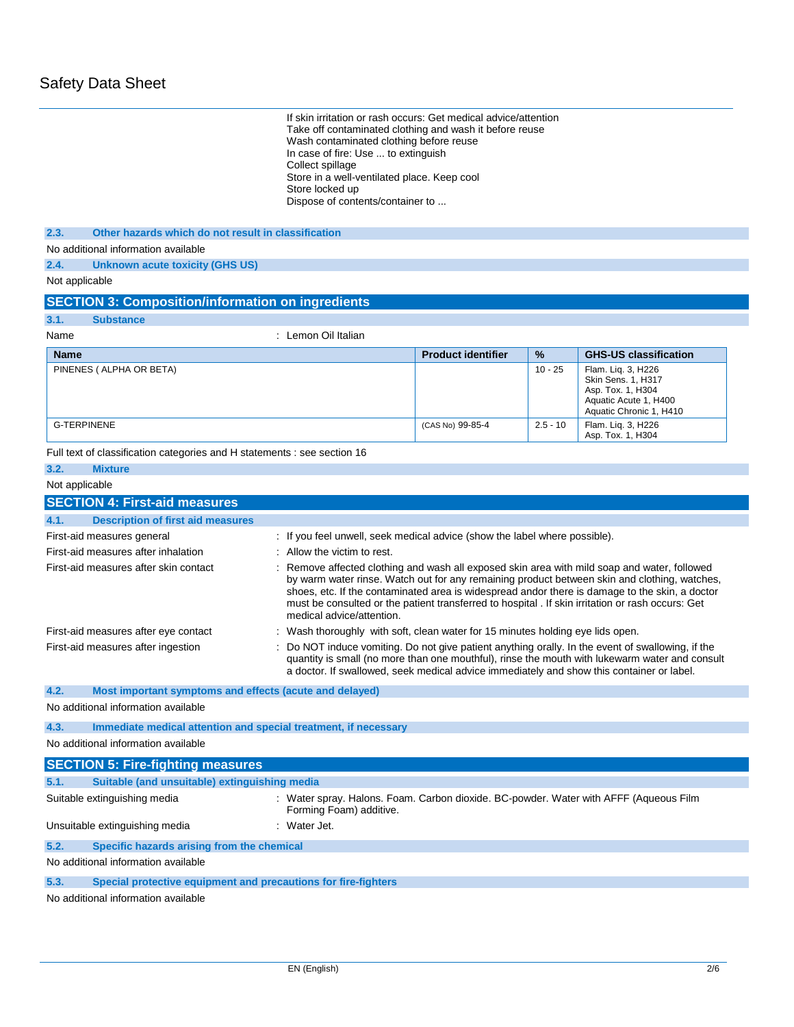If skin irritation or rash occurs: Get medical advice/attention
Take off contaminated clothing and wash it before reuse
Wash contaminated clothing before reuse
In case of fire: Use ... to extinguish
Collect spillage
Store in a well-ventilated place. Keep cool
Store locked up
Dispose of contents/container to ...

### 2.3. Other hazards which do not result in classification

No additional information available

### 2.4. Unknown acute toxicity (GHS US)

Not applicable

## SECTION 3: Composition/information on ingredients

### 3.1. Substance

Name : Lemon Oil Italian

| Name | Product identifier | % | GHS-US classification |
|---|---|---|---|
| PINENES ( ALPHA OR BETA) | | 10 - 25 | Flam. Liq. 3, H226<br>Skin Sens. 1, H317<br>Asp. Tox. 1, H304<br>Aquatic Acute 1, H400<br>Aquatic Chronic 1, H410 |
| G-TERPINENE | (CAS No) 99-85-4 | 2.5 - 10 | Flam. Liq. 3, H226<br>Asp. Tox. 1, H304 |

Full text of classification categories and H statements : see section 16

### 3.2. Mixture

Not applicable

## SECTION 4: First-aid measures

### 4.1. Description of first aid measures

First-aid measures general : If you feel unwell, seek medical advice (show the label where possible).

First-aid measures after inhalation : Allow the victim to rest.

First-aid measures after skin contact : Remove affected clothing and wash all exposed skin area with mild soap and water, followed by warm water rinse. Watch out for any remaining product between skin and clothing, watches, shoes, etc. If the contaminated area is widespread andor there is damage to the skin, a doctor must be consulted or the patient transferred to hospital . If skin irritation or rash occurs: Get medical advice/attention.

First-aid measures after eye contact : Wash thoroughly with soft, clean water for 15 minutes holding eye lids open.

First-aid measures after ingestion : Do NOT induce vomiting. Do not give patient anything orally. In the event of swallowing, if the quantity is small (no more than one mouthful), rinse the mouth with lukewarm water and consult a doctor. If swallowed, seek medical advice immediately and show this container or label.

### 4.2. Most important symptoms and effects (acute and delayed)

No additional information available

### 4.3. Immediate medical attention and special treatment, if necessary

No additional information available

## SECTION 5: Fire-fighting measures

### 5.1. Suitable (and unsuitable) extinguishing media

Suitable extinguishing media : Water spray. Halons. Foam. Carbon dioxide. BC-powder. Water with AFFF (Aqueous Film Forming Foam) additive.

Unsuitable extinguishing media : Water Jet.

### 5.2. Specific hazards arising from the chemical

No additional information available

### 5.3. Special protective equipment and precautions for fire-fighters

No additional information available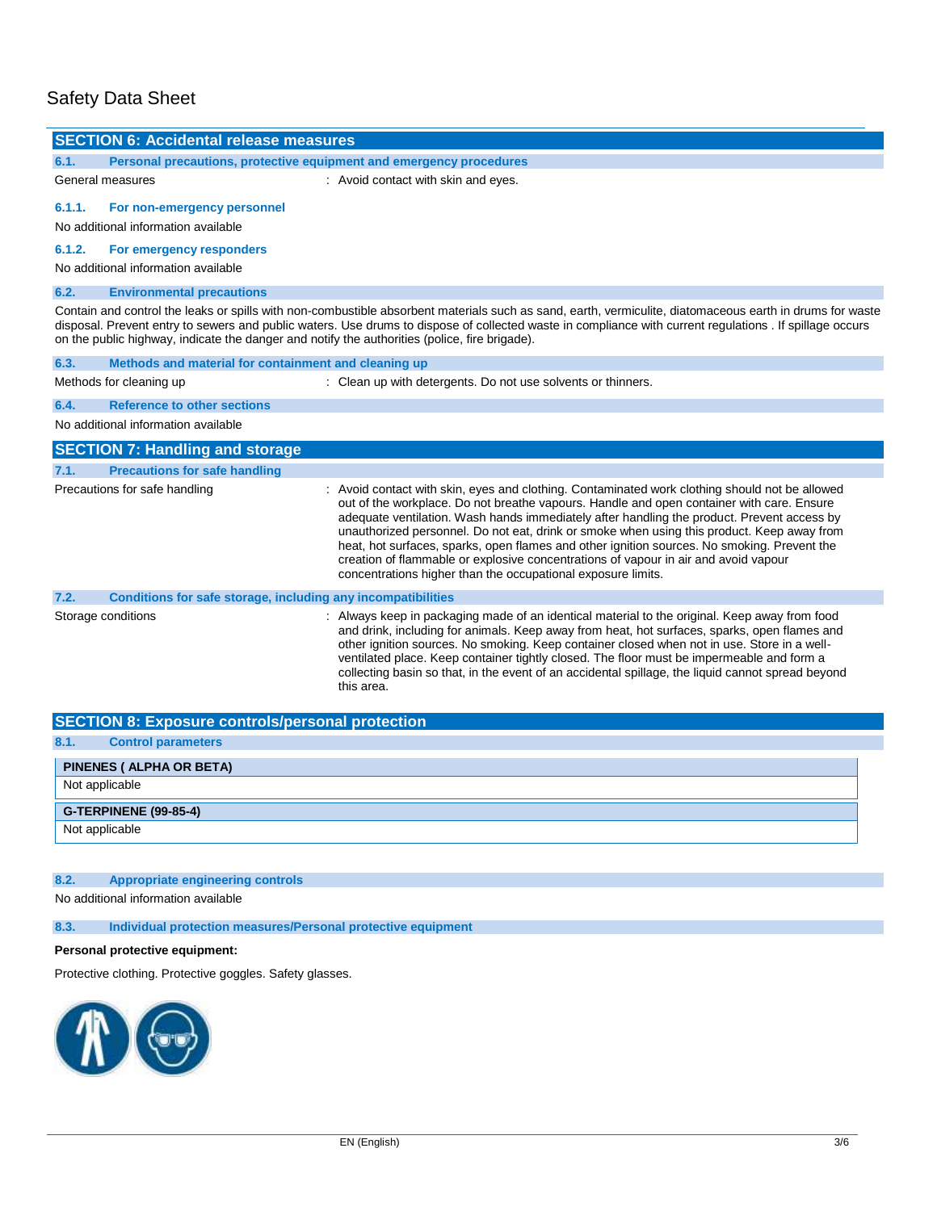Safety Data Sheet

## SECTION 6: Accidental release measures

### 6.1. Personal precautions, protective equipment and emergency procedures

General measures : Avoid contact with skin and eyes.

#### 6.1.1. For non-emergency personnel

No additional information available

#### 6.1.2. For emergency responders

No additional information available

### 6.2. Environmental precautions

Contain and control the leaks or spills with non-combustible absorbent materials such as sand, earth, vermiculite, diatomaceous earth in drums for waste disposal. Prevent entry to sewers and public waters. Use drums to dispose of collected waste in compliance with current regulations . If spillage occurs on the public highway, indicate the danger and notify the authorities (police, fire brigade).

### 6.3. Methods and material for containment and cleaning up

Methods for cleaning up : Clean up with detergents. Do not use solvents or thinners.

### 6.4. Reference to other sections

No additional information available

## SECTION 7: Handling and storage

### 7.1. Precautions for safe handling

Precautions for safe handling : Avoid contact with skin, eyes and clothing. Contaminated work clothing should not be allowed out of the workplace. Do not breathe vapours. Handle and open container with care. Ensure adequate ventilation. Wash hands immediately after handling the product. Prevent access by unauthorized personnel. Do not eat, drink or smoke when using this product. Keep away from heat, hot surfaces, sparks, open flames and other ignition sources. No smoking. Prevent the creation of flammable or explosive concentrations of vapour in air and avoid vapour concentrations higher than the occupational exposure limits.

### 7.2. Conditions for safe storage, including any incompatibilities

Storage conditions : Always keep in packaging made of an identical material to the original. Keep away from food and drink, including for animals. Keep away from heat, hot surfaces, sparks, open flames and other ignition sources. No smoking. Keep container closed when not in use. Store in a well-ventilated place. Keep container tightly closed. The floor must be impermeable and form a collecting basin so that, in the event of an accidental spillage, the liquid cannot spread beyond this area.

## SECTION 8: Exposure controls/personal protection

### 8.1. Control parameters

| PINENES ( ALPHA OR BETA) |
|---|
| Not applicable |

| G-TERPINENE (99-85-4) |
|---|
| Not applicable |

### 8.2. Appropriate engineering controls

No additional information available

### 8.3. Individual protection measures/Personal protective equipment

**Personal protective equipment:**

Protective clothing. Protective goggles. Safety glasses.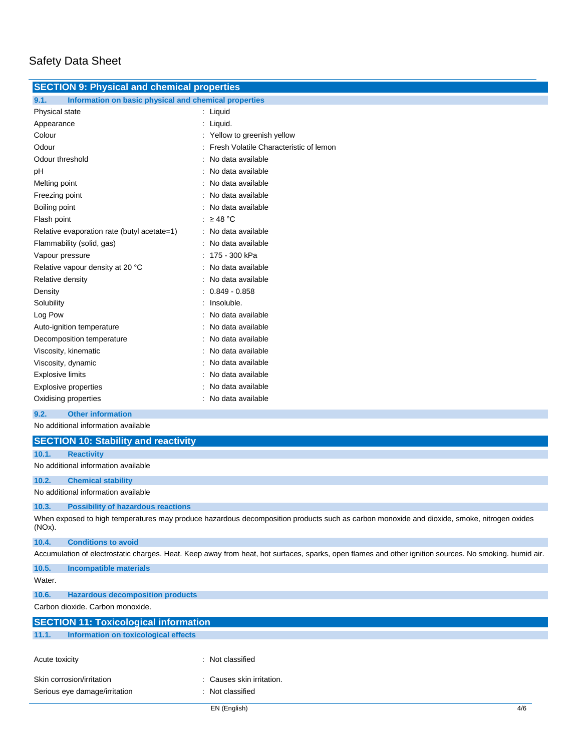Safety Data Sheet

## SECTION 9: Physical and chemical properties

### 9.1. Information on basic physical and chemical properties

| Property | Value |
|---|---|
| Physical state | : Liquid |
| Appearance | : Liquid. |
| Colour | : Yellow to greenish yellow |
| Odour | : Fresh Volatile Characteristic of lemon |
| Odour threshold | : No data available |
| pH | : No data available |
| Melting point | : No data available |
| Freezing point | : No data available |
| Boiling point | : No data available |
| Flash point | : ≥ 48 °C |
| Relative evaporation rate (butyl acetate=1) | : No data available |
| Flammability (solid, gas) | : No data available |
| Vapour pressure | : 175 - 300 kPa |
| Relative vapour density at 20 °C | : No data available |
| Relative density | : No data available |
| Density | : 0.849 - 0.858 |
| Solubility | : Insoluble. |
| Log Pow | : No data available |
| Auto-ignition temperature | : No data available |
| Decomposition temperature | : No data available |
| Viscosity, kinematic | : No data available |
| Viscosity, dynamic | : No data available |
| Explosive limits | : No data available |
| Explosive properties | : No data available |
| Oxidising properties | : No data available |

### 9.2. Other information

No additional information available

## SECTION 10: Stability and reactivity

### 10.1. Reactivity

No additional information available

### 10.2. Chemical stability

No additional information available

### 10.3. Possibility of hazardous reactions

When exposed to high temperatures may produce hazardous decomposition products such as carbon monoxide and dioxide, smoke, nitrogen oxides (NOx).

### 10.4. Conditions to avoid

Accumulation of electrostatic charges. Heat. Keep away from heat, hot surfaces, sparks, open flames and other ignition sources. No smoking. humid air.

### 10.5. Incompatible materials

Water.

### 10.6. Hazardous decomposition products

Carbon dioxide. Carbon monoxide.

## SECTION 11: Toxicological information

### 11.1. Information on toxicological effects

| Property | Value |
|---|---|
| Acute toxicity | : Not classified |
| Skin corrosion/irritation | : Causes skin irritation. |
| Serious eye damage/irritation | : Not classified |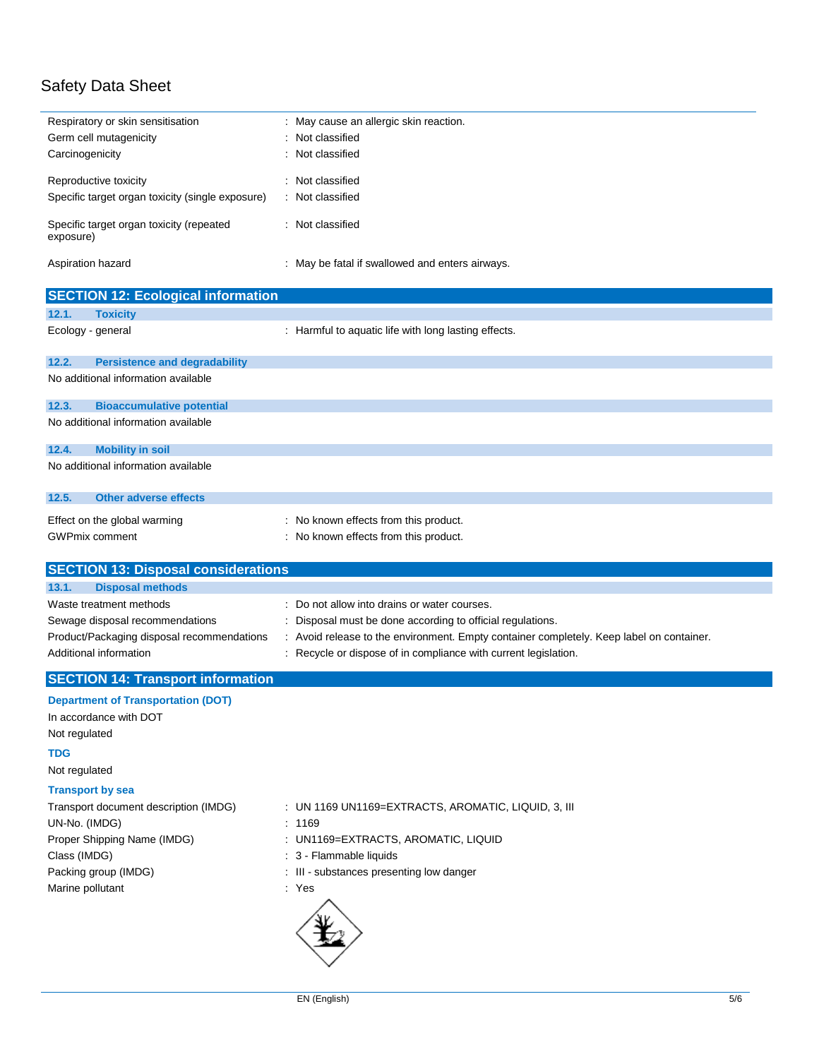| | |
|---|---|
| Respiratory or skin sensitisation | : May cause an allergic skin reaction. |
| Germ cell mutagenicity | : Not classified |
| Carcinogenicity | : Not classified |
| Reproductive toxicity | : Not classified |
| Specific target organ toxicity (single exposure) | : Not classified |
| Specific target organ toxicity (repeated exposure) | : Not classified |
| Aspiration hazard | : May be fatal if swallowed and enters airways. |

## SECTION 12: Ecological information

### 12.1. Toxicity

| | |
|---|---|
| Ecology - general | : Harmful to aquatic life with long lasting effects. |

### 12.2. Persistence and degradability

No additional information available

### 12.3. Bioaccumulative potential

No additional information available

### 12.4. Mobility in soil

No additional information available

### 12.5. Other adverse effects

| | |
|---|---|
| Effect on the global warming | : No known effects from this product. |
| GWPmix comment | : No known effects from this product. |

## SECTION 13: Disposal considerations

### 13.1. Disposal methods

| | |
|---|---|
| Waste treatment methods | : Do not allow into drains or water courses. |
| Sewage disposal recommendations | : Disposal must be done according to official regulations. |
| Product/Packaging disposal recommendations | : Avoid release to the environment. Empty container completely. Keep label on container. |
| Additional information | : Recycle or dispose of in compliance with current legislation. |

## SECTION 14: Transport information

**Department of Transportation (DOT)**

In accordance with DOT

Not regulated

**TDG**

Not regulated

**Transport by sea**

| | |
|---|---|
| Transport document description (IMDG) | : UN 1169 UN1169=EXTRACTS, AROMATIC, LIQUID, 3, III |
| UN-No. (IMDG) | : 1169 |
| Proper Shipping Name (IMDG) | : UN1169=EXTRACTS, AROMATIC, LIQUID |
| Class (IMDG) | : 3 - Flammable liquids |
| Packing group (IMDG) | : III - substances presenting low danger |
| Marine pollutant | : Yes |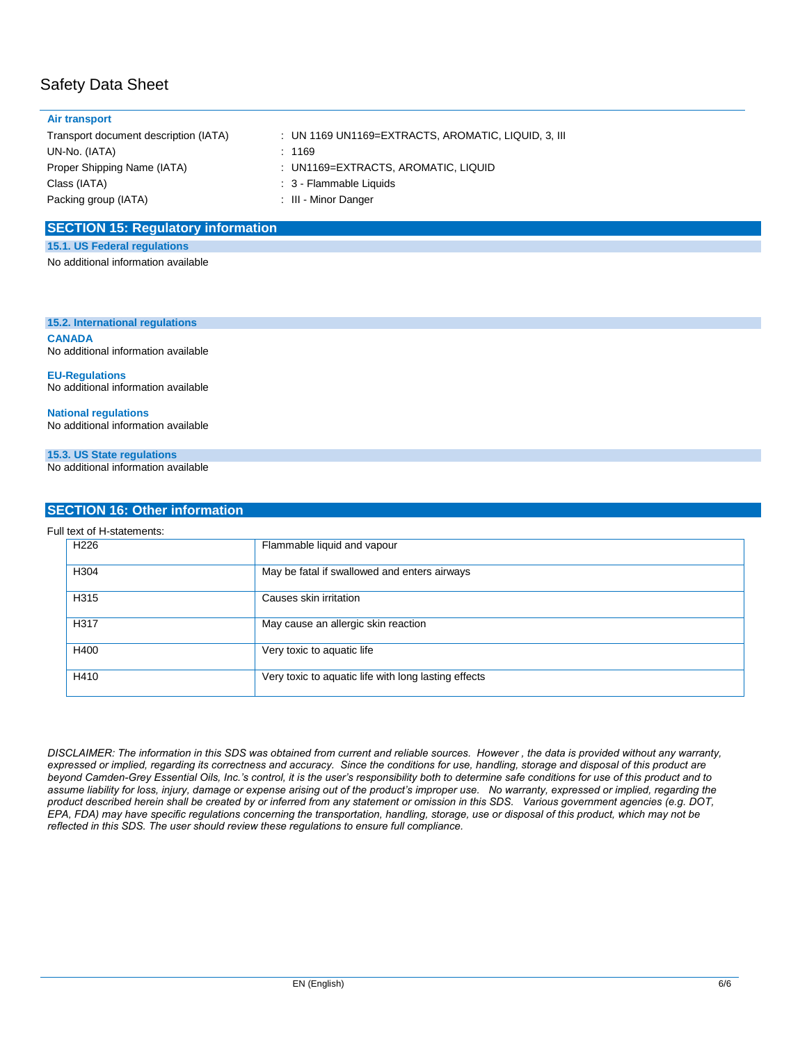### Air transport

| | |
|---|---|
| Transport document description (IATA) | : UN 1169 UN1169=EXTRACTS, AROMATIC, LIQUID, 3, III |
| UN-No. (IATA) | : 1169 |
| Proper Shipping Name (IATA) | : UN1169=EXTRACTS, AROMATIC, LIQUID |
| Class (IATA) | : 3 - Flammable Liquids |
| Packing group (IATA) | : III - Minor Danger |

## SECTION 15: Regulatory information

### 15.1. US Federal regulations

No additional information available

### 15.2. International regulations

**CANADA**

No additional information available

**EU-Regulations**

No additional information available

**National regulations**

No additional information available

### 15.3. US State regulations

No additional information available

## SECTION 16: Other information

Full text of H-statements:

| | |
|---|---|
| H226 | Flammable liquid and vapour |
| H304 | May be fatal if swallowed and enters airways |
| H315 | Causes skin irritation |
| H317 | May cause an allergic skin reaction |
| H400 | Very toxic to aquatic life |
| H410 | Very toxic to aquatic life with long lasting effects |

*DISCLAIMER: The information in this SDS was obtained from current and reliable sources. However , the data is provided without any warranty, expressed or implied, regarding its correctness and accuracy. Since the conditions for use, handling, storage and disposal of this product are beyond Camden-Grey Essential Oils, Inc.'s control, it is the user's responsibility both to determine safe conditions for use of this product and to assume liability for loss, injury, damage or expense arising out of the product's improper use. No warranty, expressed or implied, regarding the product described herein shall be created by or inferred from any statement or omission in this SDS. Various government agencies (e.g. DOT, EPA, FDA) may have specific regulations concerning the transportation, handling, storage, use or disposal of this product, which may not be reflected in this SDS. The user should review these regulations to ensure full compliance.*